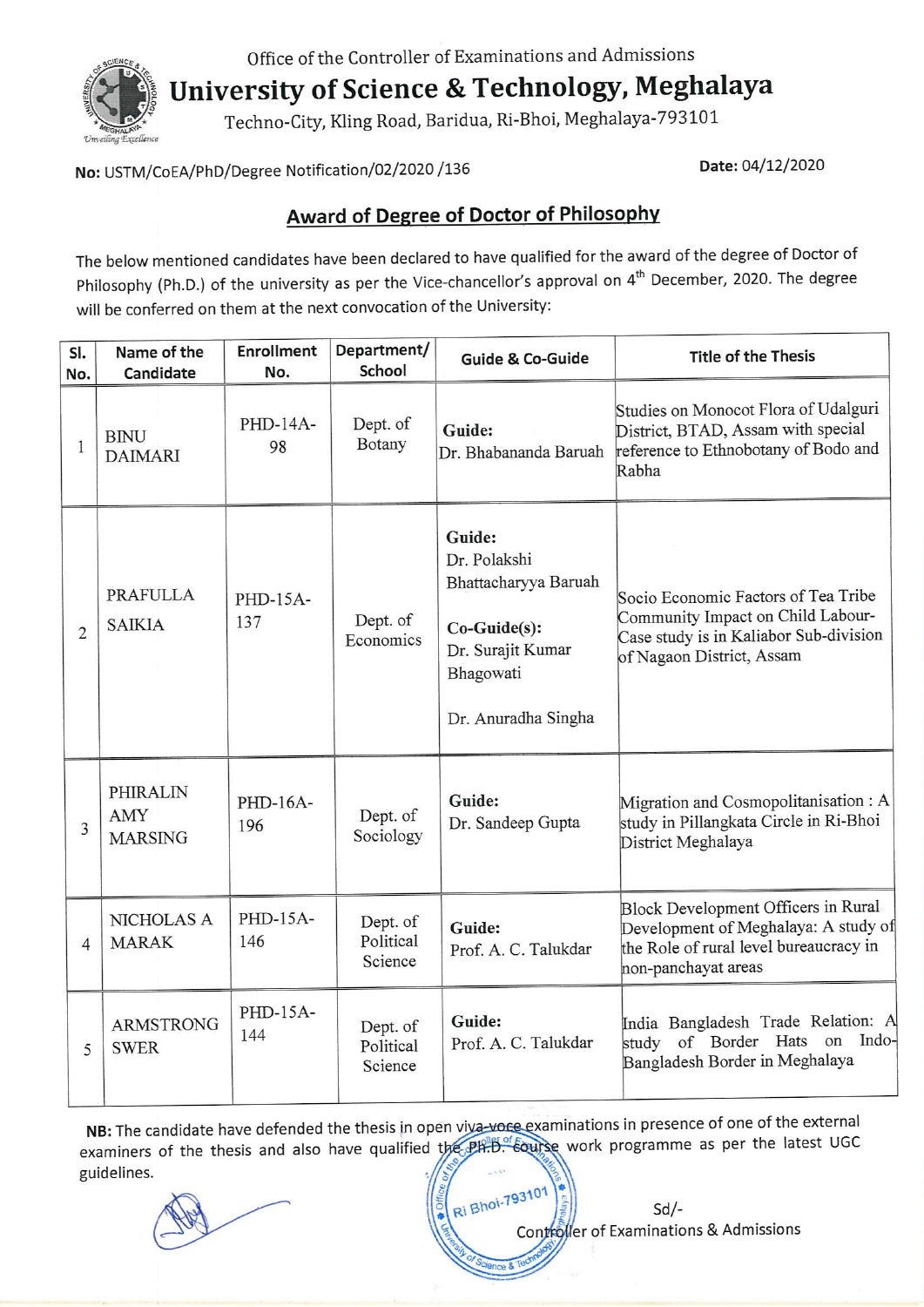Office of the Controller of Examinations and Admissions

# University of Science & Technology, Meghalaya

Techno-City, Kling Road, Baridua, Ri-Bhoi, Meghalaya-793101

**No:** USTM/CoEA/PhD/Degree Notification/02/2020 /136

**Date:** 04/12/2020

## Award of Degree of Doctor of Philosophy

The below mentioned candidates have been declared to have qualified for the award of the degree of Doctor of Philosophy (Ph.D.) of the university as per the Vice-chancellor's approval on 4th December, 2020. The degree will be conferred on them at the next convocation of the University:

| Sl. No. | Name of the Candidate | Enrollment No. | Department/ School | Guide & Co-Guide | Title of the Thesis |
|---|---|---|---|---|---|
| 1 | BINU DAIMARI | PHD-14A-98 | Dept. of Botany | **Guide:** Dr. Bhabananda Baruah | Studies on Monocot Flora of Udalguri District, BTAD, Assam with special reference to Ethnobotany of Bodo and Rabha |
| 2 | PRAFULLA SAIKIA | PHD-15A-137 | Dept. of Economics | **Guide:** Dr. Polakshi Bhattacharyya Baruah<br>**Co-Guide(s):** Dr. Surajit Kumar Bhagowati<br>Dr. Anuradha Singha | Socio Economic Factors of Tea Tribe Community Impact on Child Labour-Case study is in Kaliabor Sub-division of Nagaon District, Assam |
| 3 | PHIRALIN AMY MARSING | PHD-16A-196 | Dept. of Sociology | **Guide:** Dr. Sandeep Gupta | Migration and Cosmopolitanisation : A study in Pillangkata Circle in Ri-Bhoi District Meghalaya |
| 4 | NICHOLAS A MARAK | PHD-15A-146 | Dept. of Political Science | **Guide:** Prof. A. C. Talukdar | Block Development Officers in Rural Development of Meghalaya: A study of the Role of rural level bureaucracy in non-panchayat areas |
| 5 | ARMSTRONG SWER | PHD-15A-144 | Dept. of Political Science | **Guide:** Prof. A. C. Talukdar | India Bangladesh Trade Relation: A study of Border Hats on Indo-Bangladesh Border in Meghalaya |

**NB:** The candidate have defended the thesis in open viva-voce examinations in presence of one of the external examiners of the thesis and also have qualified the Ph.D. course work programme as per the latest UGC guidelines.

Sd/-

Controller of Examinations & Admissions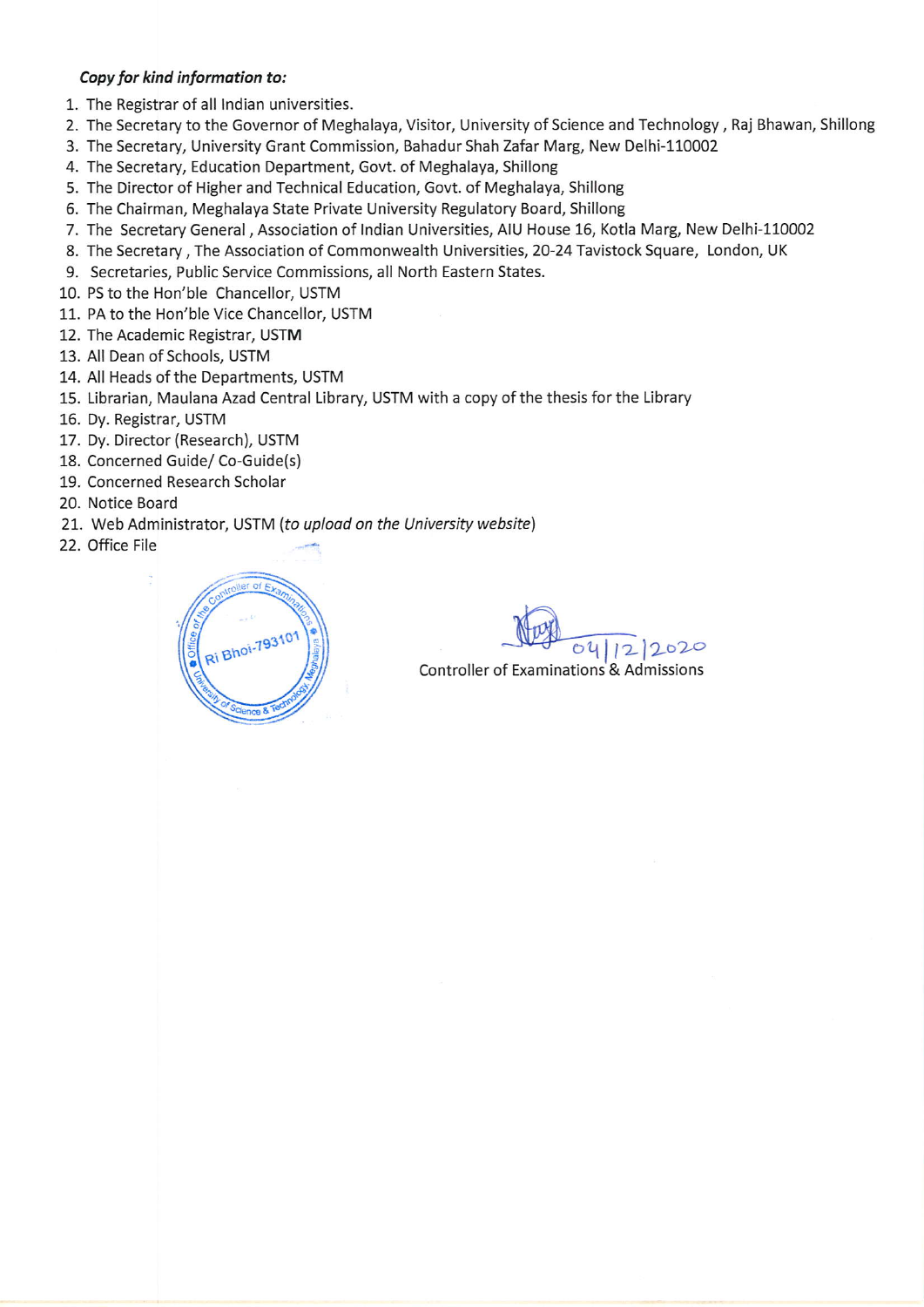***Copy for kind information to:***

1. The Registrar of all Indian universities.
2. The Secretary to the Governor of Meghalaya, Visitor, University of Science and Technology , Raj Bhawan, Shillong
3. The Secretary, University Grant Commission, Bahadur Shah Zafar Marg, New Delhi-110002
4. The Secretary, Education Department, Govt. of Meghalaya, Shillong
5. The Director of Higher and Technical Education, Govt. of Meghalaya, Shillong
6. The Chairman, Meghalaya State Private University Regulatory Board, Shillong
7. The Secretary General , Association of Indian Universities, AIU House 16, Kotla Marg, New Delhi-110002
8. The Secretary , The Association of Commonwealth Universities, 20-24 Tavistock Square, London, UK
9. Secretaries, Public Service Commissions, all North Eastern States.
10. PS to the Hon'ble Chancellor, USTM
11. PA to the Hon'ble Vice Chancellor, USTM
12. The Academic Registrar, USTM
13. All Dean of Schools, USTM
14. All Heads of the Departments, USTM
15. Librarian, Maulana Azad Central Library, USTM with a copy of the thesis for the Library
16. Dy. Registrar, USTM
17. Dy. Director (Research), USTM
18. Concerned Guide/ Co-Guide(s)
19. Concerned Research Scholar
20. Notice Board
21. Web Administrator, USTM (*to upload on the University website*)
22. Office File

Office of the Controller of Examinations, University of Science & Technology, Meghalaya, Ri Bhoi-793101

04/12/2020

Controller of Examinations & Admissions